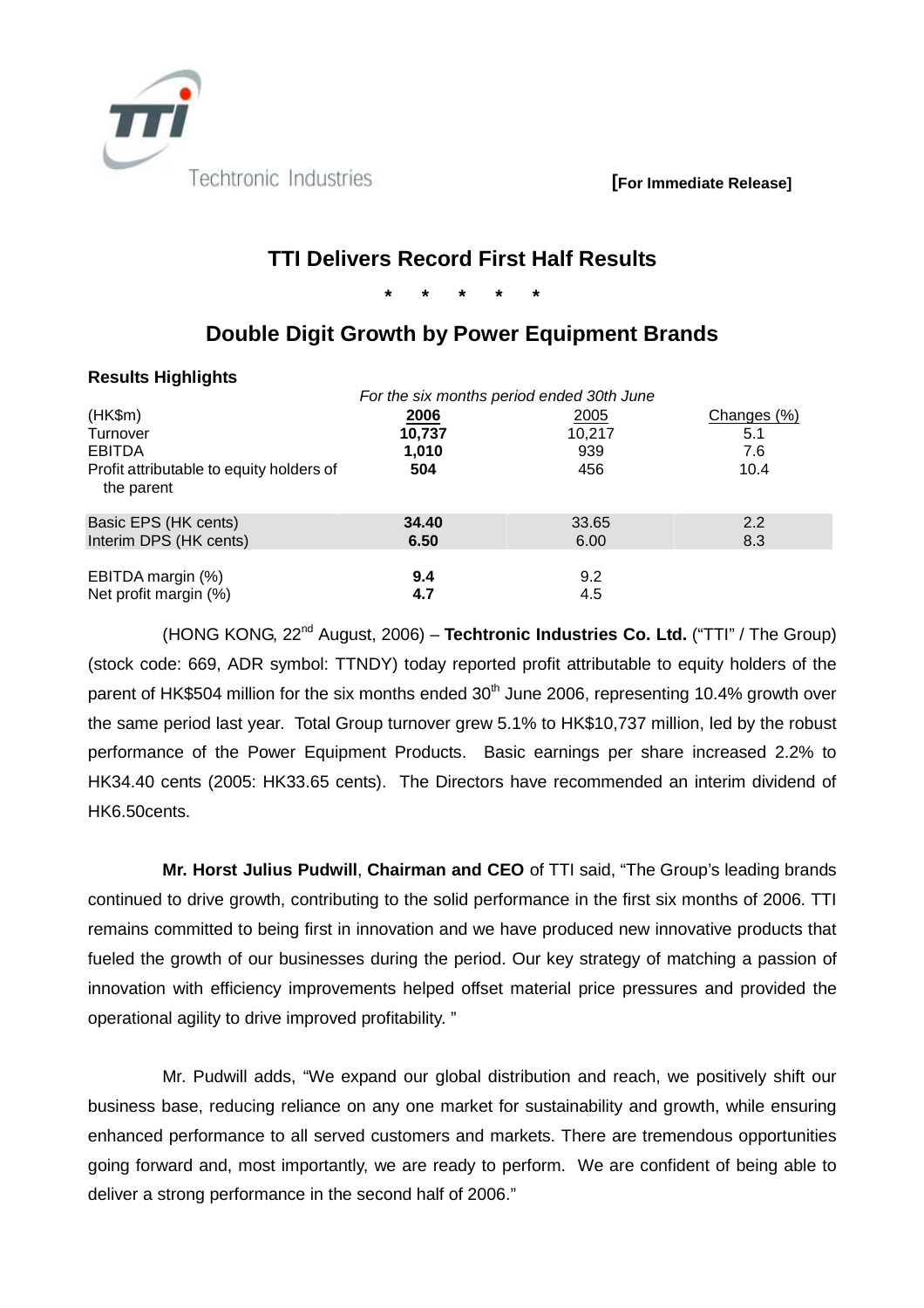Techtronic Industries

**[For Immediate Release]**

# TTI Delivers Record First Half Results

\*  \*  \*  \*  \*

## Double Digit Growth by Power Equipment Brands

**Results Highlights**

| | *For the six months period ended 30th June* | | |
|---|---|---|---|
| (HK$m) | **2006** | 2005 | Changes (%) |
| Turnover | **10,737** | 10,217 | 5.1 |
| EBITDA | **1,010** | 939 | 7.6 |
| Profit attributable to equity holders of the parent | **504** | 456 | 10.4 |
| Basic EPS (HK cents) | **34.40** | 33.65 | 2.2 |
| Interim DPS (HK cents) | **6.50** | 6.00 | 8.3 |
| EBITDA margin (%) | **9.4** | 9.2 | |
| Net profit margin (%) | **4.7** | 4.5 | |

(HONG KONG, 22nd August, 2006) – **Techtronic Industries Co. Ltd.** ("TTI" / The Group) (stock code: 669, ADR symbol: TTNDY) today reported profit attributable to equity holders of the parent of HK$504 million for the six months ended 30th June 2006, representing 10.4% growth over the same period last year. Total Group turnover grew 5.1% to HK$10,737 million, led by the robust performance of the Power Equipment Products. Basic earnings per share increased 2.2% to HK34.40 cents (2005: HK33.65 cents). The Directors have recommended an interim dividend of HK6.50cents.

**Mr. Horst Julius Pudwill**, **Chairman and CEO** of TTI said, "The Group's leading brands continued to drive growth, contributing to the solid performance in the first six months of 2006. TTI remains committed to being first in innovation and we have produced new innovative products that fueled the growth of our businesses during the period. Our key strategy of matching a passion of innovation with efficiency improvements helped offset material price pressures and provided the operational agility to drive improved profitability. "

Mr. Pudwill adds, "We expand our global distribution and reach, we positively shift our business base, reducing reliance on any one market for sustainability and growth, while ensuring enhanced performance to all served customers and markets. There are tremendous opportunities going forward and, most importantly, we are ready to perform. We are confident of being able to deliver a strong performance in the second half of 2006."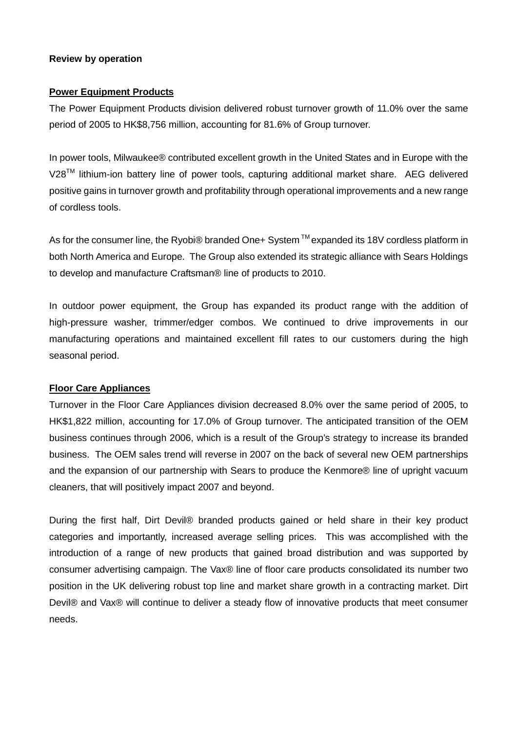**Review by operation**

**Power Equipment Products**

The Power Equipment Products division delivered robust turnover growth of 11.0% over the same period of 2005 to HK$8,756 million, accounting for 81.6% of Group turnover.

In power tools, Milwaukee® contributed excellent growth in the United States and in Europe with the V28™ lithium-ion battery line of power tools, capturing additional market share. AEG delivered positive gains in turnover growth and profitability through operational improvements and a new range of cordless tools.

As for the consumer line, the Ryobi® branded One+ System™ expanded its 18V cordless platform in both North America and Europe. The Group also extended its strategic alliance with Sears Holdings to develop and manufacture Craftsman® line of products to 2010.

In outdoor power equipment, the Group has expanded its product range with the addition of high-pressure washer, trimmer/edger combos. We continued to drive improvements in our manufacturing operations and maintained excellent fill rates to our customers during the high seasonal period.

**Floor Care Appliances**

Turnover in the Floor Care Appliances division decreased 8.0% over the same period of 2005, to HK$1,822 million, accounting for 17.0% of Group turnover. The anticipated transition of the OEM business continues through 2006, which is a result of the Group's strategy to increase its branded business. The OEM sales trend will reverse in 2007 on the back of several new OEM partnerships and the expansion of our partnership with Sears to produce the Kenmore® line of upright vacuum cleaners, that will positively impact 2007 and beyond.

During the first half, Dirt Devil® branded products gained or held share in their key product categories and importantly, increased average selling prices. This was accomplished with the introduction of a range of new products that gained broad distribution and was supported by consumer advertising campaign. The Vax® line of floor care products consolidated its number two position in the UK delivering robust top line and market share growth in a contracting market. Dirt Devil® and Vax® will continue to deliver a steady flow of innovative products that meet consumer needs.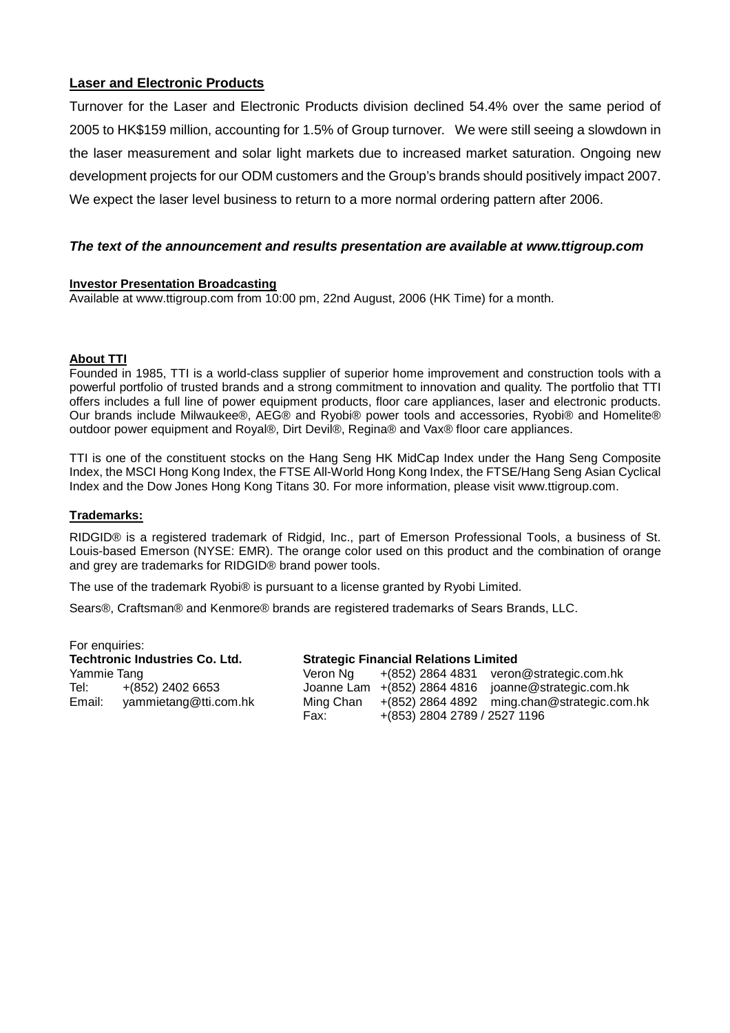## Laser and Electronic Products

Turnover for the Laser and Electronic Products division declined 54.4% over the same period of 2005 to HK$159 million, accounting for 1.5% of Group turnover. We were still seeing a slowdown in the laser measurement and solar light markets due to increased market saturation. Ongoing new development projects for our ODM customers and the Group's brands should positively impact 2007. We expect the laser level business to return to a more normal ordering pattern after 2006.

***The text of the announcement and results presentation are available at www.ttigroup.com***

**Investor Presentation Broadcasting**

Available at www.ttigroup.com from 10:00 pm, 22nd August, 2006 (HK Time) for a month.

**About TTI**

Founded in 1985, TTI is a world-class supplier of superior home improvement and construction tools with a powerful portfolio of trusted brands and a strong commitment to innovation and quality. The portfolio that TTI offers includes a full line of power equipment products, floor care appliances, laser and electronic products. Our brands include Milwaukee®, AEG® and Ryobi® power tools and accessories, Ryobi® and Homelite® outdoor power equipment and Royal®, Dirt Devil®, Regina® and Vax® floor care appliances.

TTI is one of the constituent stocks on the Hang Seng HK MidCap Index under the Hang Seng Composite Index, the MSCI Hong Kong Index, the FTSE All-World Hong Kong Index, the FTSE/Hang Seng Asian Cyclical Index and the Dow Jones Hong Kong Titans 30. For more information, please visit www.ttigroup.com.

**Trademarks:**

RIDGID® is a registered trademark of Ridgid, Inc., part of Emerson Professional Tools, a business of St. Louis-based Emerson (NYSE: EMR). The orange color used on this product and the combination of orange and grey are trademarks for RIDGID® brand power tools.

The use of the trademark Ryobi® is pursuant to a license granted by Ryobi Limited.

Sears®, Craftsman® and Kenmore® brands are registered trademarks of Sears Brands, LLC.

For enquiries:

**Techtronic Industries Co. Ltd.**
Yammie Tang
Tel: +(852) 2402 6653
Email: yammietang@tti.com.hk

**Strategic Financial Relations Limited**
Veron Ng +(852) 2864 4831 veron@strategic.com.hk
Joanne Lam +(852) 2864 4816 joanne@strategic.com.hk
Ming Chan +(852) 2864 4892 ming.chan@strategic.com.hk
Fax: +(853) 2804 2789 / 2527 1196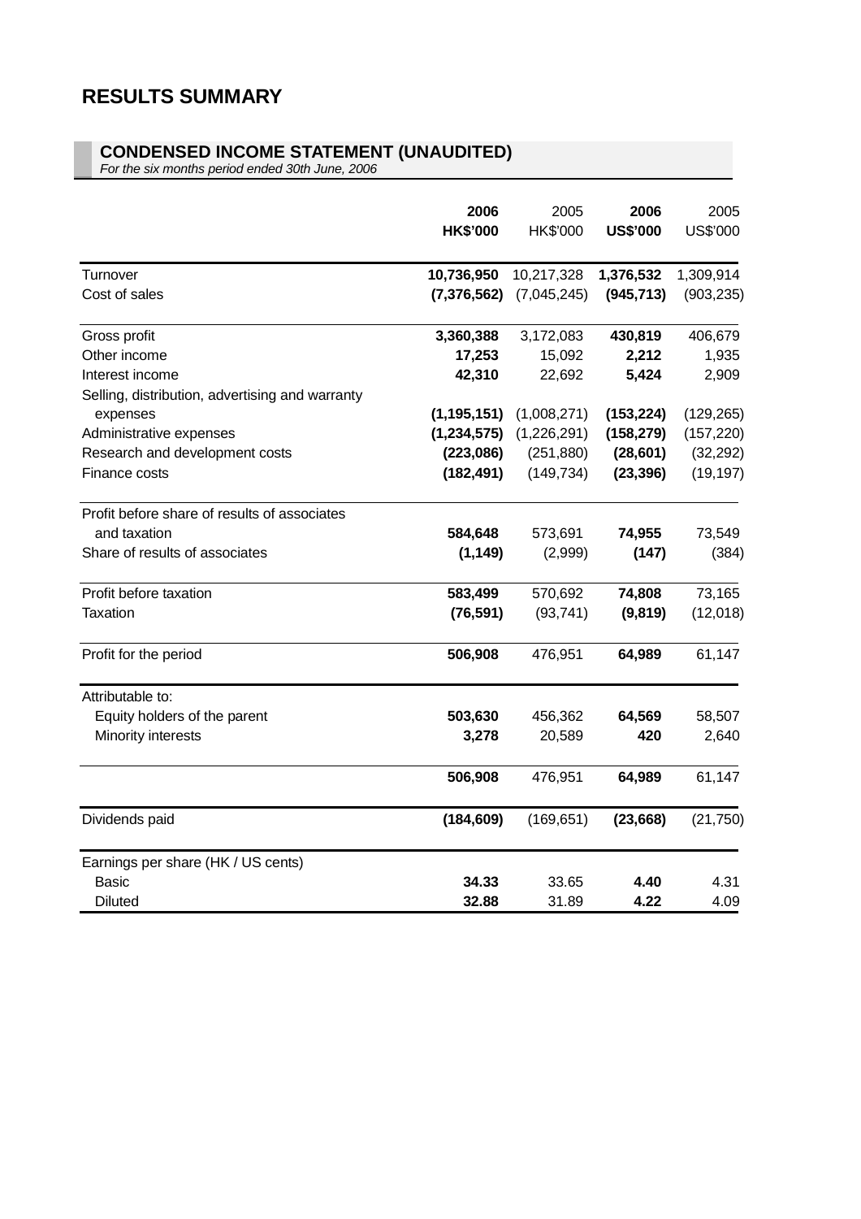# RESULTS SUMMARY

## CONDENSED INCOME STATEMENT (UNAUDITED)

*For the six months period ended 30th June, 2006*

| | **2006 HK$'000** | 2005 HK$'000 | **2006 US$'000** | 2005 US$'000 |
|---|---|---|---|---|
| Turnover | **10,736,950** | 10,217,328 | **1,376,532** | 1,309,914 |
| Cost of sales | **(7,376,562)** | (7,045,245) | **(945,713)** | (903,235) |
| Gross profit | **3,360,388** | 3,172,083 | **430,819** | 406,679 |
| Other income | **17,253** | 15,092 | **2,212** | 1,935 |
| Interest income | **42,310** | 22,692 | **5,424** | 2,909 |
| Selling, distribution, advertising and warranty expenses | **(1,195,151)** | (1,008,271) | **(153,224)** | (129,265) |
| Administrative expenses | **(1,234,575)** | (1,226,291) | **(158,279)** | (157,220) |
| Research and development costs | **(223,086)** | (251,880) | **(28,601)** | (32,292) |
| Finance costs | **(182,491)** | (149,734) | **(23,396)** | (19,197) |
| Profit before share of results of associates and taxation | **584,648** | 573,691 | **74,955** | 73,549 |
| Share of results of associates | **(1,149)** | (2,999) | **(147)** | (384) |
| Profit before taxation | **583,499** | 570,692 | **74,808** | 73,165 |
| Taxation | **(76,591)** | (93,741) | **(9,819)** | (12,018) |
| Profit for the period | **506,908** | 476,951 | **64,989** | 61,147 |
| Attributable to: | | | | |
| Equity holders of the parent | **503,630** | 456,362 | **64,569** | 58,507 |
| Minority interests | **3,278** | 20,589 | **420** | 2,640 |
| | **506,908** | 476,951 | **64,989** | 61,147 |
| Dividends paid | **(184,609)** | (169,651) | **(23,668)** | (21,750) |
| Earnings per share (HK / US cents) | | | | |
| Basic | **34.33** | 33.65 | **4.40** | 4.31 |
| Diluted | **32.88** | 31.89 | **4.22** | 4.09 |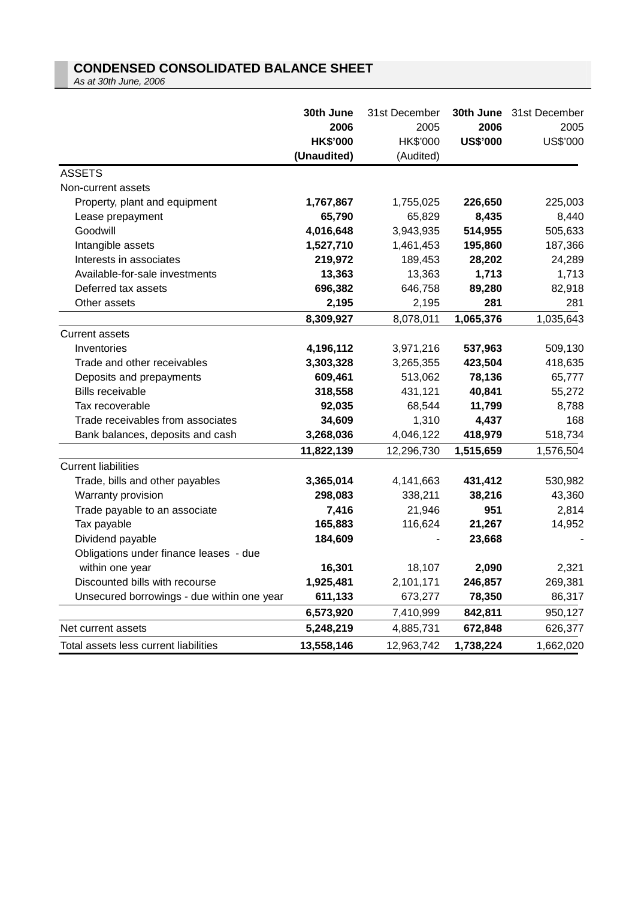## CONDENSED CONSOLIDATED BALANCE SHEET

*As at 30th June, 2006*

| | **30th June 2006 HK$'000 (Unaudited)** | 31st December 2005 HK$'000 (Audited) | **30th June 2006 US$'000** | 31st December 2005 US$'000 |
|---|---|---|---|---|
| ASSETS | | | | |
| Non-current assets | | | | |
| Property, plant and equipment | **1,767,867** | 1,755,025 | **226,650** | 225,003 |
| Lease prepayment | **65,790** | 65,829 | **8,435** | 8,440 |
| Goodwill | **4,016,648** | 3,943,935 | **514,955** | 505,633 |
| Intangible assets | **1,527,710** | 1,461,453 | **195,860** | 187,366 |
| Interests in associates | **219,972** | 189,453 | **28,202** | 24,289 |
| Available-for-sale investments | **13,363** | 13,363 | **1,713** | 1,713 |
| Deferred tax assets | **696,382** | 646,758 | **89,280** | 82,918 |
| Other assets | **2,195** | 2,195 | **281** | 281 |
| | **8,309,927** | 8,078,011 | **1,065,376** | 1,035,643 |
| Current assets | | | | |
| Inventories | **4,196,112** | 3,971,216 | **537,963** | 509,130 |
| Trade and other receivables | **3,303,328** | 3,265,355 | **423,504** | 418,635 |
| Deposits and prepayments | **609,461** | 513,062 | **78,136** | 65,777 |
| Bills receivable | **318,558** | 431,121 | **40,841** | 55,272 |
| Tax recoverable | **92,035** | 68,544 | **11,799** | 8,788 |
| Trade receivables from associates | **34,609** | 1,310 | **4,437** | 168 |
| Bank balances, deposits and cash | **3,268,036** | 4,046,122 | **418,979** | 518,734 |
| | **11,822,139** | 12,296,730 | **1,515,659** | 1,576,504 |
| Current liabilities | | | | |
| Trade, bills and other payables | **3,365,014** | 4,141,663 | **431,412** | 530,982 |
| Warranty provision | **298,083** | 338,211 | **38,216** | 43,360 |
| Trade payable to an associate | **7,416** | 21,946 | **951** | 2,814 |
| Tax payable | **165,883** | 116,624 | **21,267** | 14,952 |
| Dividend payable | **184,609** | - | **23,668** | - |
| Obligations under finance leases - due within one year | **16,301** | 18,107 | **2,090** | 2,321 |
| Discounted bills with recourse | **1,925,481** | 2,101,171 | **246,857** | 269,381 |
| Unsecured borrowings - due within one year | **611,133** | 673,277 | **78,350** | 86,317 |
| | **6,573,920** | 7,410,999 | **842,811** | 950,127 |
| Net current assets | **5,248,219** | 4,885,731 | **672,848** | 626,377 |
| Total assets less current liabilities | **13,558,146** | 12,963,742 | **1,738,224** | 1,662,020 |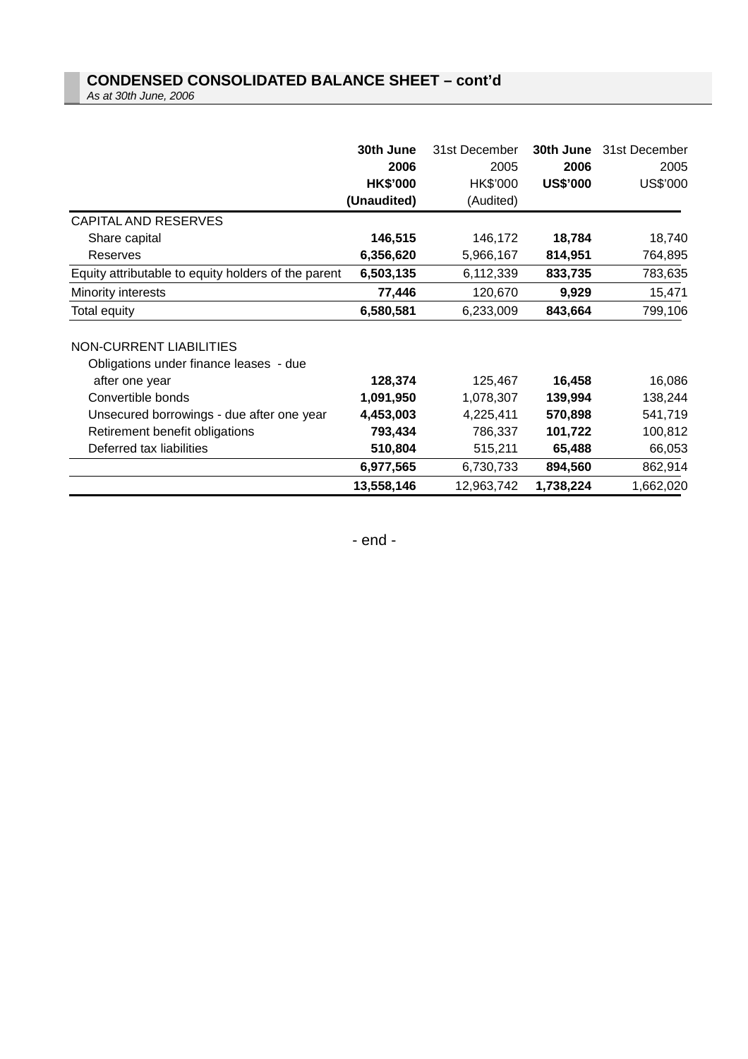## CONDENSED CONSOLIDATED BALANCE SHEET – cont'd

*As at 30th June, 2006*

| | **30th June 2006 HK$'000 (Unaudited)** | 31st December 2005 HK$'000 (Audited) | **30th June 2006 US$'000** | 31st December 2005 US$'000 |
|---|---|---|---|---|
| CAPITAL AND RESERVES | | | | |
| Share capital | **146,515** | 146,172 | **18,784** | 18,740 |
| Reserves | **6,356,620** | 5,966,167 | **814,951** | 764,895 |
| Equity attributable to equity holders of the parent | **6,503,135** | 6,112,339 | **833,735** | 783,635 |
| Minority interests | **77,446** | 120,670 | **9,929** | 15,471 |
| Total equity | **6,580,581** | 6,233,009 | **843,664** | 799,106 |
| | | | | |
| NON-CURRENT LIABILITIES | | | | |
| Obligations under finance leases - due after one year | **128,374** | 125,467 | **16,458** | 16,086 |
| Convertible bonds | **1,091,950** | 1,078,307 | **139,994** | 138,244 |
| Unsecured borrowings - due after one year | **4,453,003** | 4,225,411 | **570,898** | 541,719 |
| Retirement benefit obligations | **793,434** | 786,337 | **101,722** | 100,812 |
| Deferred tax liabilities | **510,804** | 515,211 | **65,488** | 66,053 |
| | **6,977,565** | 6,730,733 | **894,560** | 862,914 |
| | **13,558,146** | 12,963,742 | **1,738,224** | 1,662,020 |

- end -